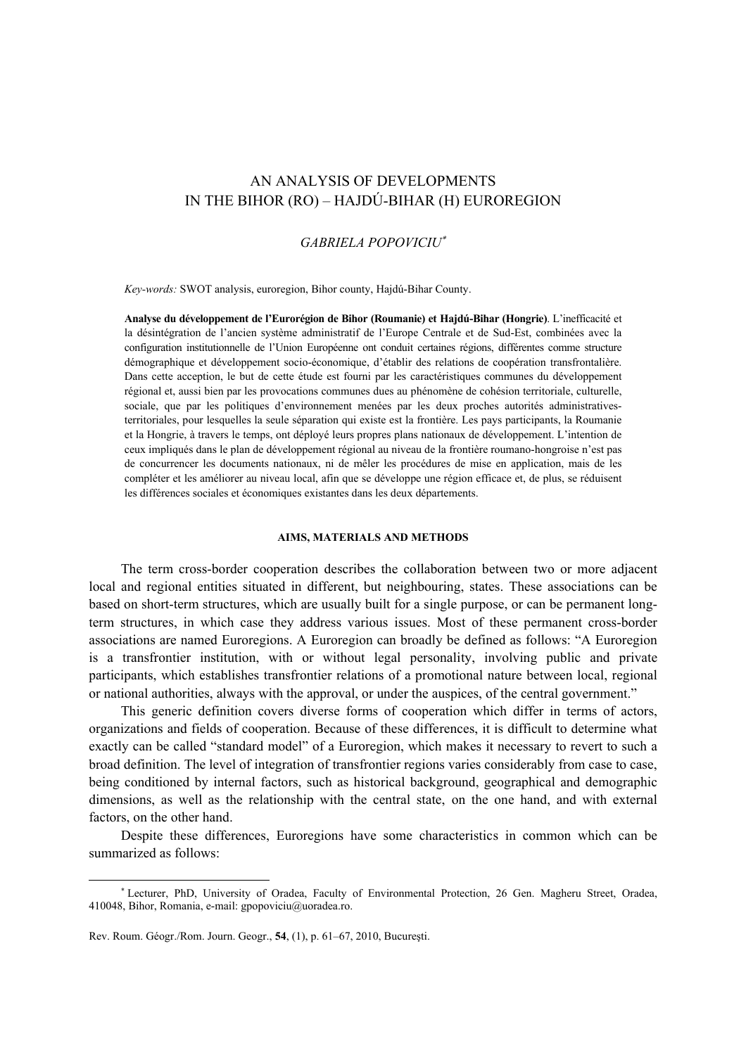# AN ANALYSIS OF DEVELOPMENTS IN THE BIHOR (RO) – HAJDÚ-BIHAR (H) EUROREGION

*GABRIELA POPOVICIU*[*]

*Key-words:* SWOT analysis, euroregion, Bihor county, Hajdú-Bihar County.

**Analyse du développement de l'Eurorégion de Bihor (Roumanie) et Hajdú-Bihar (Hongrie)**. L'inefficacité et la désintégration de l'ancien système administratif de l'Europe Centrale et de Sud-Est, combinées avec la configuration institutionnelle de l'Union Européenne ont conduit certaines régions, différentes comme structure démographique et développement socio-économique, d'établir des relations de coopération transfrontalière. Dans cette acception, le but de cette étude est fourni par les caractéristiques communes du développement régional et, aussi bien par les provocations communes dues au phénomène de cohésion territoriale, culturelle, sociale, que par les politiques d'environnement menées par les deux proches autorités administratives-territoriales, pour lesquelles la seule séparation qui existe est la frontière. Les pays participants, la Roumanie et la Hongrie, à travers le temps, ont déployé leurs propres plans nationaux de développement. L'intention de ceux impliqués dans le plan de développement régional au niveau de la frontière roumano-hongroise n'est pas de concurrencer les documents nationaux, ni de mêler les procédures de mise en application, mais de les compléter et les améliorer au niveau local, afin que se développe une région efficace et, de plus, se réduisent les différences sociales et économiques existantes dans les deux départements.

## AIMS, MATERIALS AND METHODS

The term cross-border cooperation describes the collaboration between two or more adjacent local and regional entities situated in different, but neighbouring, states. These associations can be based on short-term structures, which are usually built for a single purpose, or can be permanent long-term structures, in which case they address various issues. Most of these permanent cross-border associations are named Euroregions. A Euroregion can broadly be defined as follows: "A Euroregion is a transfrontier institution, with or without legal personality, involving public and private participants, which establishes transfrontier relations of a promotional nature between local, regional or national authorities, always with the approval, or under the auspices, of the central government."

This generic definition covers diverse forms of cooperation which differ in terms of actors, organizations and fields of cooperation. Because of these differences, it is difficult to determine what exactly can be called "standard model" of a Euroregion, which makes it necessary to revert to such a broad definition. The level of integration of transfrontier regions varies considerably from case to case, being conditioned by internal factors, such as historical background, geographical and demographic dimensions, as well as the relationship with the central state, on the one hand, and with external factors, on the other hand.

Despite these differences, Euroregions have some characteristics in common which can be summarized as follows:

---

[*] Lecturer, PhD, University of Oradea, Faculty of Environmental Protection, 26 Gen. Magheru Street, Oradea, 410048, Bihor, Romania, e-mail: gpopoviciu@uoradea.ro.

Rev. Roum. Géogr./Rom. Journ. Geogr., **54**, (1), p. 61–67, 2010, Bucureşti.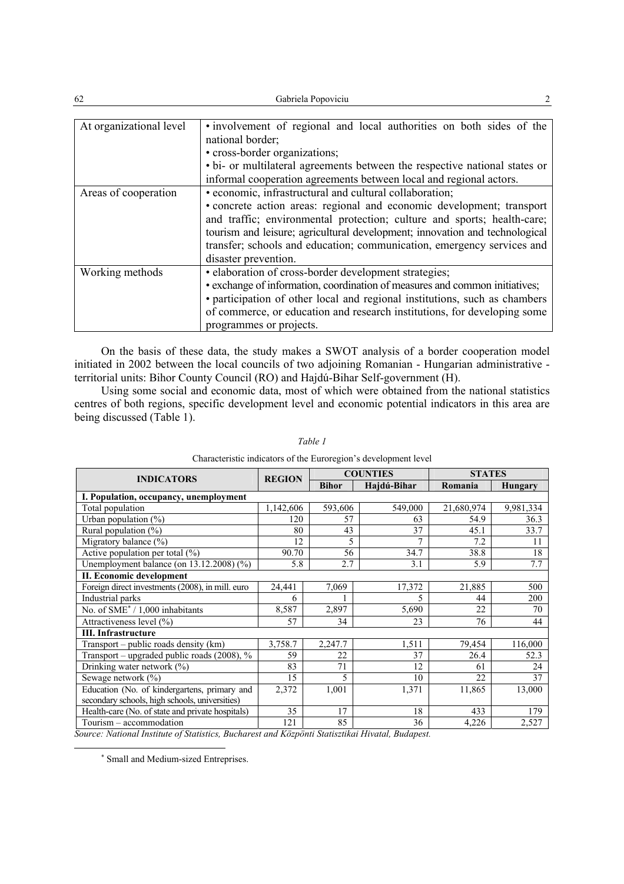| At organizational level | • involvement of regional and local authorities on both sides of the national border;<br>• cross-border organizations;<br>• bi- or multilateral agreements between the respective national states or informal cooperation agreements between local and regional actors. |
|---|---|
| Areas of cooperation | • economic, infrastructural and cultural collaboration;<br>• concrete action areas: regional and economic development; transport and traffic; environmental protection; culture and sports; health-care; tourism and leisure; agricultural development; innovation and technological transfer; schools and education; communication, emergency services and disaster prevention. |
| Working methods | • elaboration of cross-border development strategies;<br>• exchange of information, coordination of measures and common initiatives;<br>• participation of other local and regional institutions, such as chambers of commerce, or education and research institutions, for developing some programmes or projects. |

On the basis of these data, the study makes a SWOT analysis of a border cooperation model initiated in 2002 between the local councils of two adjoining Romanian - Hungarian administrative - territorial units: Bihor County Council (RO) and Hajdú-Bihar Self-government (H).

Using some social and economic data, most of which were obtained from the national statistics centres of both regions, specific development level and economic potential indicators in this area are being discussed (Table 1).

*Table 1*

Characteristic indicators of the Euroregion's development level

| INDICATORS | REGION | COUNTIES | | STATES | |
|---|---|---|---|---|---|
| | | Bihor | Hajdú-Bihar | Romania | Hungary |
| **I. Population, occupancy, unemployment** | | | | | |
| Total population | 1,142,606 | 593,606 | 549,000 | 21,680,974 | 9,981,334 |
| Urban population (%) | 120 | 57 | 63 | 54.9 | 36.3 |
| Rural population (%) | 80 | 43 | 37 | 45.1 | 33.7 |
| Migratory balance (%) | 12 | 5 | 7 | 7.2 | 11 |
| Active population per total (%) | 90.70 | 56 | 34.7 | 38.8 | 18 |
| Unemployment balance (on 13.12.2008) (%) | 5.8 | 2.7 | 3.1 | 5.9 | 7.7 |
| **II. Economic development** | | | | | |
| Foreign direct investments (2008), in mill. euro | 24,441 | 7,069 | 17,372 | 21,885 | 500 |
| Industrial parks | 6 | 1 | 5 | 44 | 200 |
| No. of SME* / 1,000 inhabitants | 8,587 | 2,897 | 5,690 | 22 | 70 |
| Attractiveness level (%) | 57 | 34 | 23 | 76 | 44 |
| **III. Infrastructure** | | | | | |
| Transport – public roads density (km) | 3,758.7 | 2,247.7 | 1,511 | 79,454 | 116,000 |
| Transport – upgraded public roads (2008), % | 59 | 22 | 37 | 26.4 | 52.3 |
| Drinking water network (%) | 83 | 71 | 12 | 61 | 24 |
| Sewage network (%) | 15 | 5 | 10 | 22 | 37 |
| Education (No. of kindergartens, primary and secondary schools, high schools, universities) | 2,372 | 1,001 | 1,371 | 11,865 | 13,000 |
| Health-care (No. of state and private hospitals) | 35 | 17 | 18 | 433 | 179 |
| Tourism – accommodation | 121 | 85 | 36 | 4,226 | 2,527 |

*Source: National Institute of Statistics, Bucharest and Közpönti Statisztikai Hivatal, Budapest.*

* Small and Medium-sized Entreprises.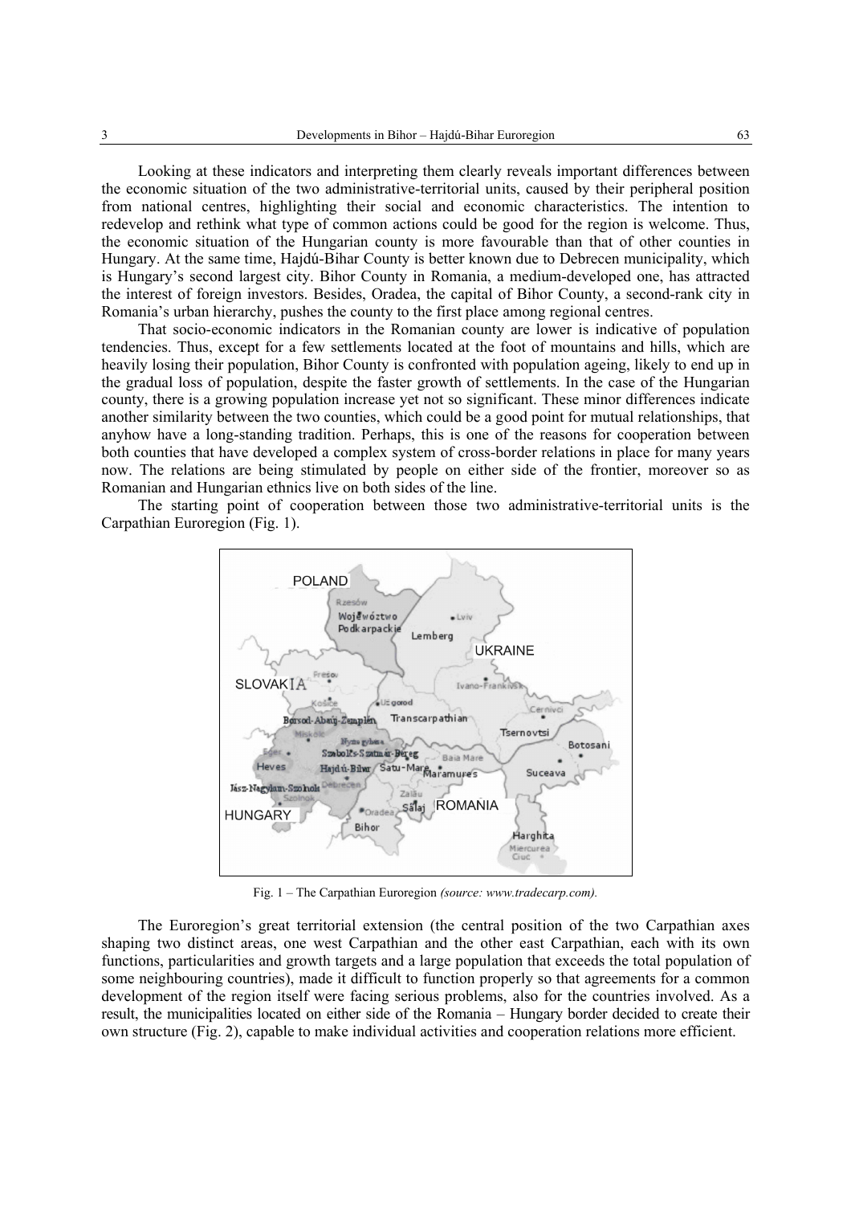Looking at these indicators and interpreting them clearly reveals important differences between the economic situation of the two administrative-territorial units, caused by their peripheral position from national centres, highlighting their social and economic characteristics. The intention to redevelop and rethink what type of common actions could be good for the region is welcome. Thus, the economic situation of the Hungarian county is more favourable than that of other counties in Hungary. At the same time, Hajdú-Bihar County is better known due to Debrecen municipality, which is Hungary's second largest city. Bihor County in Romania, a medium-developed one, has attracted the interest of foreign investors. Besides, Oradea, the capital of Bihor County, a second-rank city in Romania's urban hierarchy, pushes the county to the first place among regional centres.

That socio-economic indicators in the Romanian county are lower is indicative of population tendencies. Thus, except for a few settlements located at the foot of mountains and hills, which are heavily losing their population, Bihor County is confronted with population ageing, likely to end up in the gradual loss of population, despite the faster growth of settlements. In the case of the Hungarian county, there is a growing population increase yet not so significant. These minor differences indicate another similarity between the two counties, which could be a good point for mutual relationships, that anyhow have a long-standing tradition. Perhaps, this is one of the reasons for cooperation between both counties that have developed a complex system of cross-border relations in place for many years now. The relations are being stimulated by people on either side of the frontier, moreover so as Romanian and Hungarian ethnics live on both sides of the line.

The starting point of cooperation between those two administrative-territorial units is the Carpathian Euroregion (Fig. 1).

Fig. 1 – The Carpathian Euroregion *(source: www.tradecarp.com).*

The Euroregion's great territorial extension (the central position of the two Carpathian axes shaping two distinct areas, one west Carpathian and the other east Carpathian, each with its own functions, particularities and growth targets and a large population that exceeds the total population of some neighbouring countries), made it difficult to function properly so that agreements for a common development of the region itself were facing serious problems, also for the countries involved. As a result, the municipalities located on either side of the Romania – Hungary border decided to create their own structure (Fig. 2), capable to make individual activities and cooperation relations more efficient.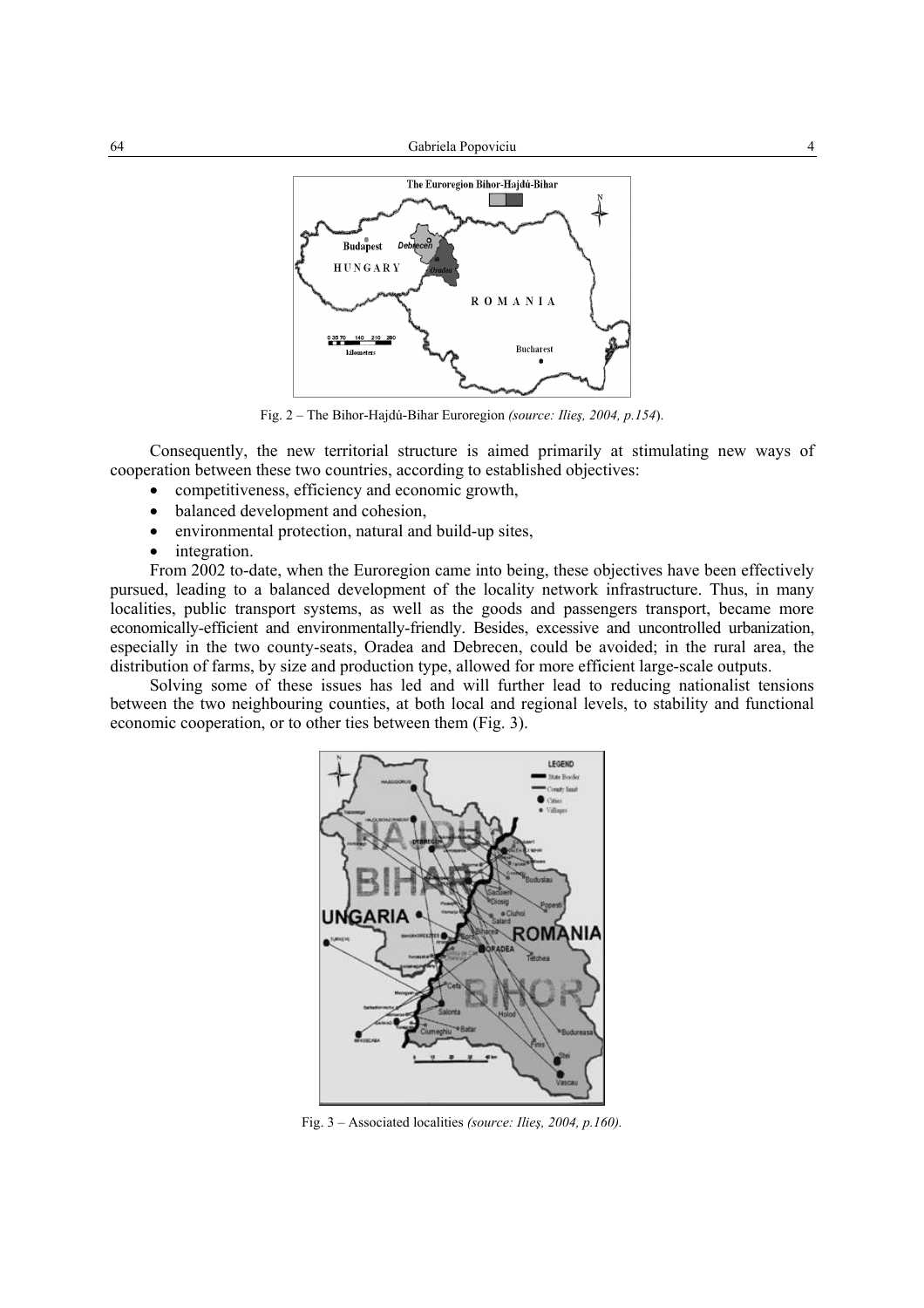Fig. 2 – The Bihor-Hajdú-Bihar Euroregion *(source: Ilieş, 2004, p.154*).

Consequently, the new territorial structure is aimed primarily at stimulating new ways of cooperation between these two countries, according to established objectives:

- competitiveness, efficiency and economic growth,
- balanced development and cohesion,
- environmental protection, natural and build-up sites,
- integration.

From 2002 to-date, when the Euroregion came into being, these objectives have been effectively pursued, leading to a balanced development of the locality network infrastructure. Thus, in many localities, public transport systems, as well as the goods and passengers transport, became more economically-efficient and environmentally-friendly. Besides, excessive and uncontrolled urbanization, especially in the two county-seats, Oradea and Debrecen, could be avoided; in the rural area, the distribution of farms, by size and production type, allowed for more efficient large-scale outputs.

Solving some of these issues has led and will further lead to reducing nationalist tensions between the two neighbouring counties, at both local and regional levels, to stability and functional economic cooperation, or to other ties between them (Fig. 3).

Fig. 3 – Associated localities *(source: Ilieş, 2004, p.160).*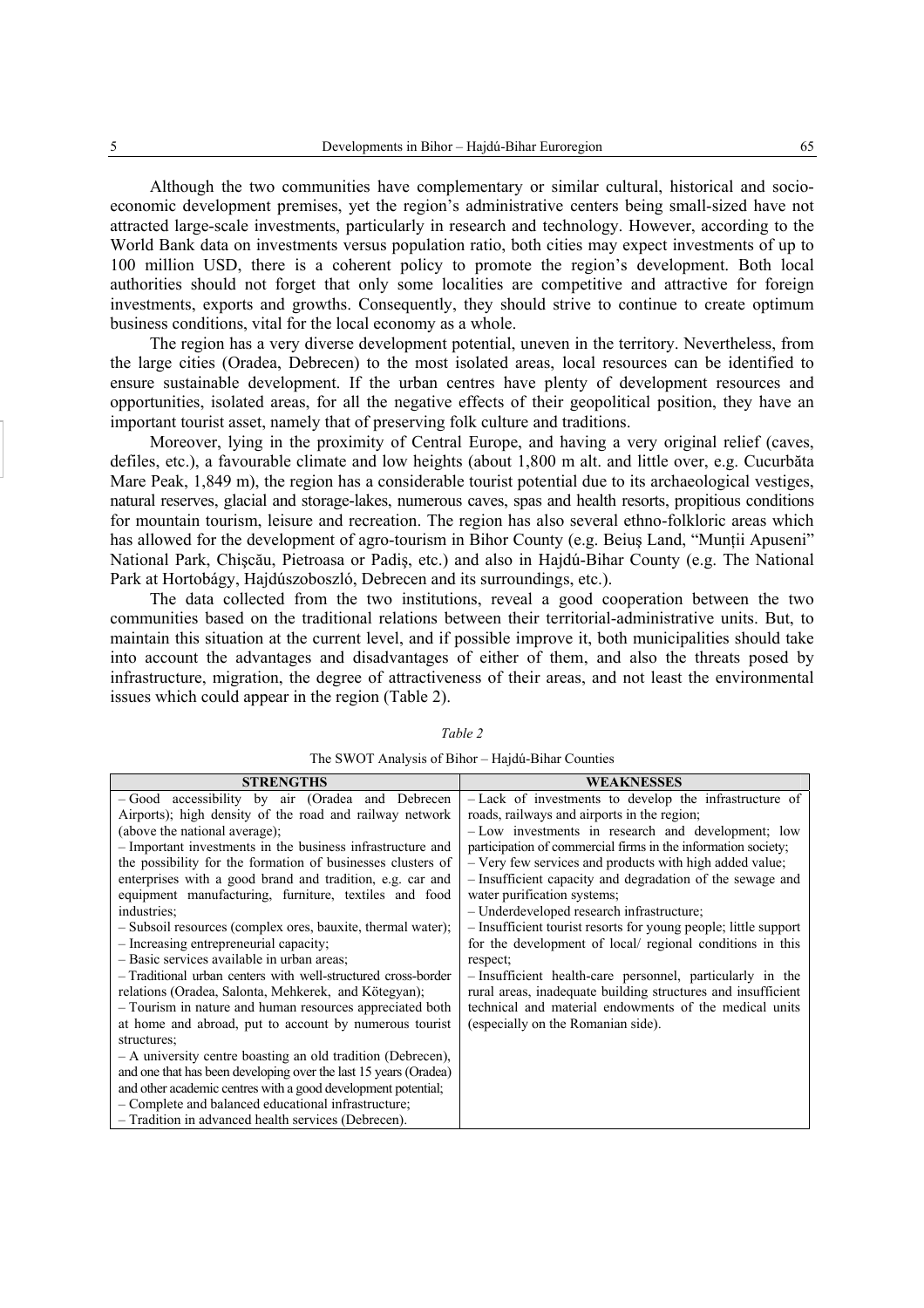Although the two communities have complementary or similar cultural, historical and socio-economic development premises, yet the region's administrative centers being small-sized have not attracted large-scale investments, particularly in research and technology. However, according to the World Bank data on investments versus population ratio, both cities may expect investments of up to 100 million USD, there is a coherent policy to promote the region's development. Both local authorities should not forget that only some localities are competitive and attractive for foreign investments, exports and growths. Consequently, they should strive to continue to create optimum business conditions, vital for the local economy as a whole.

The region has a very diverse development potential, uneven in the territory. Nevertheless, from the large cities (Oradea, Debrecen) to the most isolated areas, local resources can be identified to ensure sustainable development. If the urban centres have plenty of development resources and opportunities, isolated areas, for all the negative effects of their geopolitical position, they have an important tourist asset, namely that of preserving folk culture and traditions.

Moreover, lying in the proximity of Central Europe, and having a very original relief (caves, defiles, etc.), a favourable climate and low heights (about 1,800 m alt. and little over, e.g. Cucurbăta Mare Peak, 1,849 m), the region has a considerable tourist potential due to its archaeological vestiges, natural reserves, glacial and storage-lakes, numerous caves, spas and health resorts, propitious conditions for mountain tourism, leisure and recreation. The region has also several ethno-folkloric areas which has allowed for the development of agro-tourism in Bihor County (e.g. Beiuş Land, "Munţii Apuseni" National Park, Chişcău, Pietroasa or Padiş, etc.) and also in Hajdú-Bihar County (e.g. The National Park at Hortobágy, Hajdúszoboszló, Debrecen and its surroundings, etc.).

The data collected from the two institutions, reveal a good cooperation between the two communities based on the traditional relations between their territorial-administrative units. But, to maintain this situation at the current level, and if possible improve it, both municipalities should take into account the advantages and disadvantages of either of them, and also the threats posed by infrastructure, migration, the degree of attractiveness of their areas, and not least the environmental issues which could appear in the region (Table 2).

*Table 2*

The SWOT Analysis of Bihor – Hajdú-Bihar Counties

| STRENGTHS | WEAKNESSES |
|---|---|
| – Good accessibility by air (Oradea and Debrecen Airports); high density of the road and railway network (above the national average);<br>– Important investments in the business infrastructure and the possibility for the formation of businesses clusters of enterprises with a good brand and tradition, e.g. car and equipment manufacturing, furniture, textiles and food industries;<br>– Subsoil resources (complex ores, bauxite, thermal water);<br>– Increasing entrepreneurial capacity;<br>– Basic services available in urban areas;<br>– Traditional urban centers with well-structured cross-border relations (Oradea, Salonta, Mehkerek, and Kötegyan);<br>– Tourism in nature and human resources appreciated both at home and abroad, put to account by numerous tourist structures;<br>– A university centre boasting an old tradition (Debrecen), and one that has been developing over the last 15 years (Oradea) and other academic centres with a good development potential;<br>– Complete and balanced educational infrastructure;<br>– Tradition in advanced health services (Debrecen). | – Lack of investments to develop the infrastructure of roads, railways and airports in the region;<br>– Low investments in research and development; low participation of commercial firms in the information society;<br>– Very few services and products with high added value;<br>– Insufficient capacity and degradation of the sewage and water purification systems;<br>– Underdeveloped research infrastructure;<br>– Insufficient tourist resorts for young people; little support for the development of local/ regional conditions in this respect;<br>– Insufficient health-care personnel, particularly in the rural areas, inadequate building structures and insufficient technical and material endowments of the medical units (especially on the Romanian side). |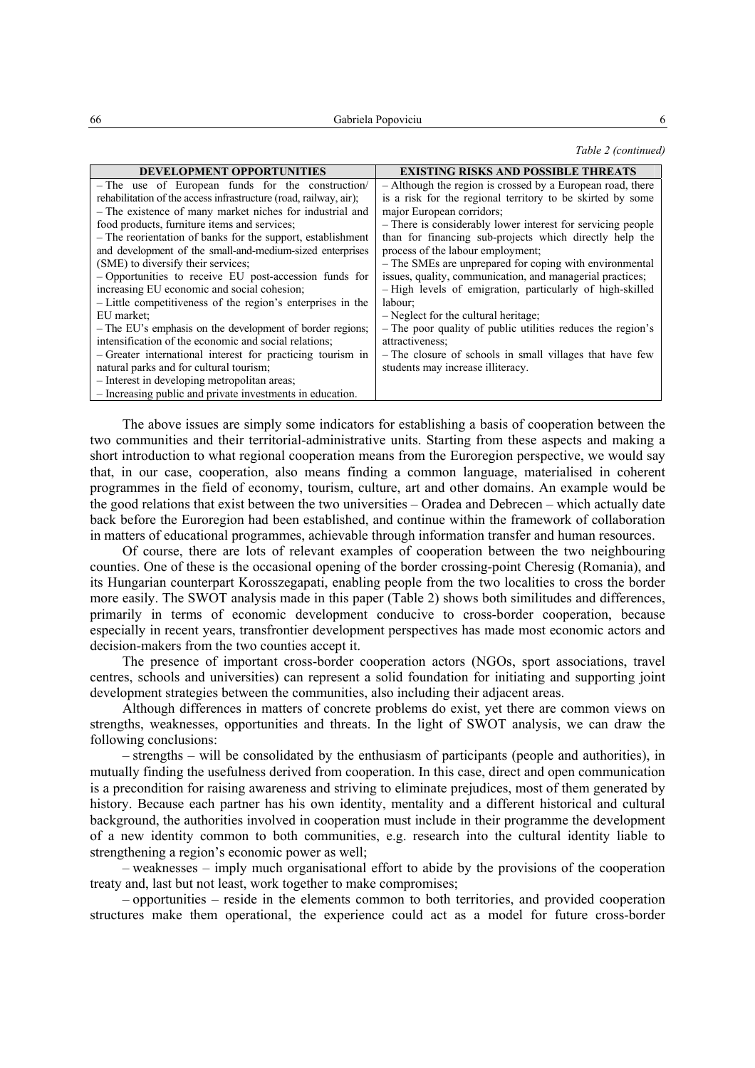*Table 2 (continued)*

| DEVELOPMENT OPPORTUNITIES | EXISTING RISKS AND POSSIBLE THREATS |
|---|---|
| – The use of European funds for the construction/ rehabilitation of the access infrastructure (road, railway, air);<br>– The existence of many market niches for industrial and food products, furniture items and services;<br>– The reorientation of banks for the support, establishment and development of the small-and-medium-sized enterprises (SME) to diversify their services;<br>– Opportunities to receive EU post-accession funds for increasing EU economic and social cohesion;<br>– Little competitiveness of the region's enterprises in the EU market;<br>– The EU's emphasis on the development of border regions; intensification of the economic and social relations;<br>– Greater international interest for practicing tourism in natural parks and for cultural tourism;<br>– Interest in developing metropolitan areas;<br>– Increasing public and private investments in education. | – Although the region is crossed by a European road, there is a risk for the regional territory to be skirted by some major European corridors;<br>– There is considerably lower interest for servicing people than for financing sub-projects which directly help the process of the labour employment;<br>– The SMEs are unprepared for coping with environmental issues, quality, communication, and managerial practices;<br>– High levels of emigration, particularly of high-skilled labour;<br>– Neglect for the cultural heritage;<br>– The poor quality of public utilities reduces the region's attractiveness;<br>– The closure of schools in small villages that have few students may increase illiteracy. |

The above issues are simply some indicators for establishing a basis of cooperation between the two communities and their territorial-administrative units. Starting from these aspects and making a short introduction to what regional cooperation means from the Euroregion perspective, we would say that, in our case, cooperation, also means finding a common language, materialised in coherent programmes in the field of economy, tourism, culture, art and other domains. An example would be the good relations that exist between the two universities – Oradea and Debrecen – which actually date back before the Euroregion had been established, and continue within the framework of collaboration in matters of educational programmes, achievable through information transfer and human resources.

Of course, there are lots of relevant examples of cooperation between the two neighbouring counties. One of these is the occasional opening of the border crossing-point Cheresig (Romania), and its Hungarian counterpart Korosszegapati, enabling people from the two localities to cross the border more easily. The SWOT analysis made in this paper (Table 2) shows both similitudes and differences, primarily in terms of economic development conducive to cross-border cooperation, because especially in recent years, transfrontier development perspectives has made most economic actors and decision-makers from the two counties accept it.

The presence of important cross-border cooperation actors (NGOs, sport associations, travel centres, schools and universities) can represent a solid foundation for initiating and supporting joint development strategies between the communities, also including their adjacent areas.

Although differences in matters of concrete problems do exist, yet there are common views on strengths, weaknesses, opportunities and threats. In the light of SWOT analysis, we can draw the following conclusions:

– strengths – will be consolidated by the enthusiasm of participants (people and authorities), in mutually finding the usefulness derived from cooperation. In this case, direct and open communication is a precondition for raising awareness and striving to eliminate prejudices, most of them generated by history. Because each partner has his own identity, mentality and a different historical and cultural background, the authorities involved in cooperation must include in their programme the development of a new identity common to both communities, e.g. research into the cultural identity liable to strengthening a region's economic power as well;

– weaknesses – imply much organisational effort to abide by the provisions of the cooperation treaty and, last but not least, work together to make compromises;

– opportunities – reside in the elements common to both territories, and provided cooperation structures make them operational, the experience could act as a model for future cross-border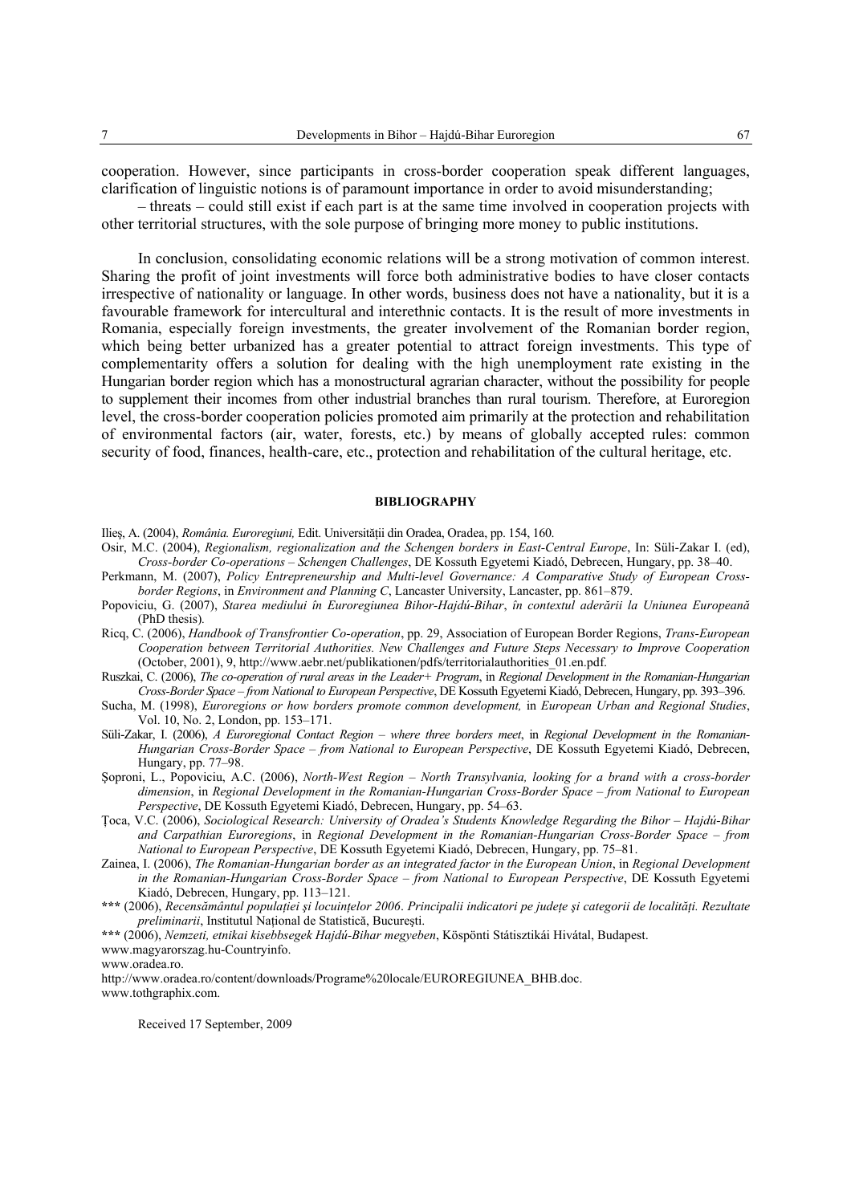cooperation. However, since participants in cross-border cooperation speak different languages, clarification of linguistic notions is of paramount importance in order to avoid misunderstanding;

– threats – could still exist if each part is at the same time involved in cooperation projects with other territorial structures, with the sole purpose of bringing more money to public institutions.

In conclusion, consolidating economic relations will be a strong motivation of common interest. Sharing the profit of joint investments will force both administrative bodies to have closer contacts irrespective of nationality or language. In other words, business does not have a nationality, but it is a favourable framework for intercultural and interethnic contacts. It is the result of more investments in Romania, especially foreign investments, the greater involvement of the Romanian border region, which being better urbanized has a greater potential to attract foreign investments. This type of complementarity offers a solution for dealing with the high unemployment rate existing in the Hungarian border region which has a monostructural agrarian character, without the possibility for people to supplement their incomes from other industrial branches than rural tourism. Therefore, at Euroregion level, the cross-border cooperation policies promoted aim primarily at the protection and rehabilitation of environmental factors (air, water, forests, etc.) by means of globally accepted rules: common security of food, finances, health-care, etc., protection and rehabilitation of the cultural heritage, etc.

## BIBLIOGRAPHY

Ilieş, A. (2004), *România. Euroregiuni,* Edit. Universităţii din Oradea, Oradea, pp. 154, 160.

Osir, M.C. (2004), *Regionalism, regionalization and the Schengen borders in East-Central Europe*, In: Süli-Zakar I. (ed), *Cross-border Co-operations – Schengen Challenges*, DE Kossuth Egyetemi Kiadó, Debrecen, Hungary, pp. 38–40.

Perkmann, M. (2007), *Policy Entrepreneurship and Multi-level Governance: A Comparative Study of European Cross-border Regions*, in *Environment and Planning C*, Lancaster University, Lancaster, pp. 861–879.

Popoviciu, G. (2007), *Starea mediului în Euroregiunea Bihor-Hajdú-Bihar*, *în contextul aderării la Uniunea Europeană* (PhD thesis).

Ricq, C. (2006), *Handbook of Transfrontier Co-operation*, pp. 29, Association of European Border Regions, *Trans-European Cooperation between Territorial Authorities. New Challenges and Future Steps Necessary to Improve Cooperation* (October, 2001), 9, http://www.aebr.net/publikationen/pdfs/territorialauthorities_01.en.pdf.

Ruszkai, C. (2006), *The co-operation of rural areas in the Leader+ Program*, in *Regional Development in the Romanian-Hungarian Cross-Border Space – from National to European Perspective*, DE Kossuth Egyetemi Kiadó, Debrecen, Hungary, pp. 393–396.

Sucha, M. (1998), *Euroregions or how borders promote common development,* in *European Urban and Regional Studies*, Vol. 10, No. 2, London, pp. 153–171.

Süli-Zakar, I. (2006), *A Euroregional Contact Region – where three borders meet*, in *Regional Development in the Romanian-Hungarian Cross-Border Space – from National to European Perspective*, DE Kossuth Egyetemi Kiadó, Debrecen, Hungary, pp. 77–98.

Şoproni, L., Popoviciu, A.C. (2006), *North-West Region – North Transylvania, looking for a brand with a cross-border dimension*, in *Regional Development in the Romanian-Hungarian Cross-Border Space – from National to European Perspective*, DE Kossuth Egyetemi Kiadó, Debrecen, Hungary, pp. 54–63.

Ţoca, V.C. (2006), *Sociological Research: University of Oradea's Students Knowledge Regarding the Bihor – Hajdú-Bihar and Carpathian Euroregions*, in *Regional Development in the Romanian-Hungarian Cross-Border Space – from National to European Perspective*, DE Kossuth Egyetemi Kiadó, Debrecen, Hungary, pp. 75–81.

Zainea, I. (2006), *The Romanian-Hungarian border as an integrated factor in the European Union*, in *Regional Development in the Romanian-Hungarian Cross-Border Space – from National to European Perspective*, DE Kossuth Egyetemi Kiadó, Debrecen, Hungary, pp. 113–121.

*** (2006), *Recensământul populaţiei şi locuinţelor 2006*. *Principalii indicatori pe judeţe şi categorii de localităţi. Rezultate preliminarii*, Institutul Naţional de Statistică, Bucureşti.

*** (2006), *Nemzeti, etnikai kisebbsegek Hajdú-Bihar megyeben*, Kösponti Státisztikái Hivátal, Budapest.

www.magyarorszag.hu-Countryinfo.

www.oradea.ro.

http://www.oradea.ro/content/downloads/Programe%20locale/EUROREGIUNEA_BHB.doc.

www.tothgraphix.com.

Received 17 September, 2009